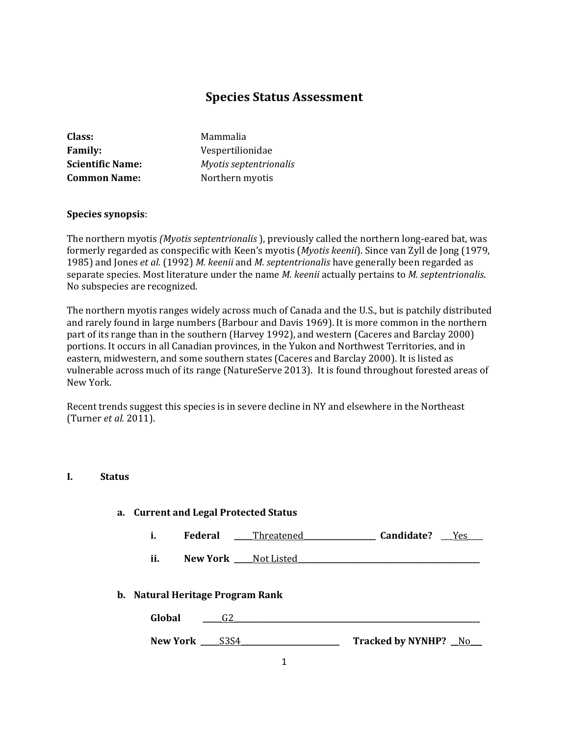# Species Status Assessment

**Class:** Mammalia
**Family:** Vespertilionidae
**Scientific Name:** *Myotis septentrionalis*
**Common Name:** Northern myotis

**Species synopsis**:

The northern myotis *(Myotis septentrionalis* ), previously called the northern long-eared bat, was formerly regarded as conspecific with Keen's myotis (*Myotis keenii*). Since van Zyll de Jong (1979, 1985) and Jones *et al.* (1992) *M. keenii* and *M. septentrionalis* have generally been regarded as separate species. Most literature under the name *M. keenii* actually pertains to *M. septentrionalis*. No subspecies are recognized.

The northern myotis ranges widely across much of Canada and the U.S., but is patchily distributed and rarely found in large numbers (Barbour and Davis 1969). It is more common in the northern part of its range than in the southern (Harvey 1992), and western (Caceres and Barclay 2000) portions. It occurs in all Canadian provinces, in the Yukon and Northwest Territories, and in eastern, midwestern, and some southern states (Caceres and Barclay 2000). It is listed as vulnerable across much of its range (NatureServe 2013). It is found throughout forested areas of New York.

Recent trends suggest this species is in severe decline in NY and elsewhere in the Northeast (Turner *et al.* 2011).

## I. Status

### a. Current and Legal Protected Status

i. **Federal** \_\_\_\_\_Threatened\_\_\_\_\_\_\_\_\_\_\_\_\_\_\_\_\_\_\_ **Candidate?** \_\_\_Yes\_\_\_\_

ii. **New York** \_\_\_\_\_Not Listed\_\_\_\_\_\_\_\_\_\_\_\_\_\_\_\_\_\_\_\_\_\_\_\_\_\_\_\_\_\_\_\_\_\_\_\_\_\_\_\_\_\_\_\_\_\_\_\_

### b. Natural Heritage Program Rank

**Global** \_\_\_\_\_G2\_\_\_\_\_\_\_\_\_\_\_\_\_\_\_\_\_\_\_\_\_\_\_\_\_\_\_\_\_\_\_\_\_\_\_\_\_\_\_\_\_\_\_\_\_\_\_\_\_\_\_\_\_\_\_\_\_\_\_\_\_

**New York** \_\_\_\_\_S3S4\_\_\_\_\_\_\_\_\_\_\_\_\_\_\_\_\_\_\_\_\_\_\_\_\_ **Tracked by NYNHP?** \_\_No\_\_\_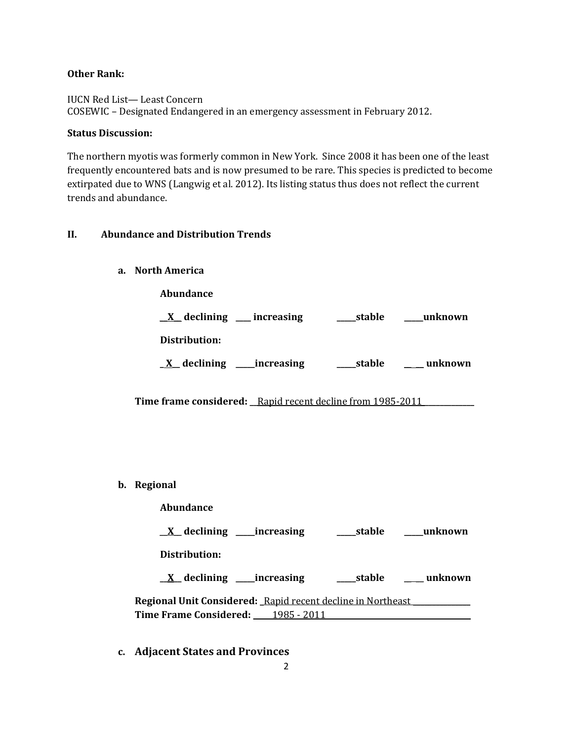**Other Rank:**

IUCN Red List— Least Concern
COSEWIC – Designated Endangered in an emergency assessment in February 2012.

**Status Discussion:**

The northern myotis was formerly common in New York. Since 2008 it has been one of the least frequently encountered bats and is now presumed to be rare. This species is predicted to become extirpated due to WNS (Langwig et al. 2012). Its listing status thus does not reflect the current trends and abundance.

## II. Abundance and Distribution Trends

### a. North America

**Abundance**

**__X__ declining ____ increasing _____stable _____unknown**

**Distribution:**

**_X__ declining _____increasing _____stable __ __ unknown**

**Time frame considered:** __Rapid recent decline from 1985-2011_____________

### b. Regional

**Abundance**

**__X__ declining _____increasing _____stable _____unknown**

**Distribution:**

**__X__ declining _____increasing _____stable __ __ unknown**

**Regional Unit Considered:** _Rapid recent decline in Northeast _______________
**Time Frame Considered:** _____1985 - 2011_____________________________________

### c. Adjacent States and Provinces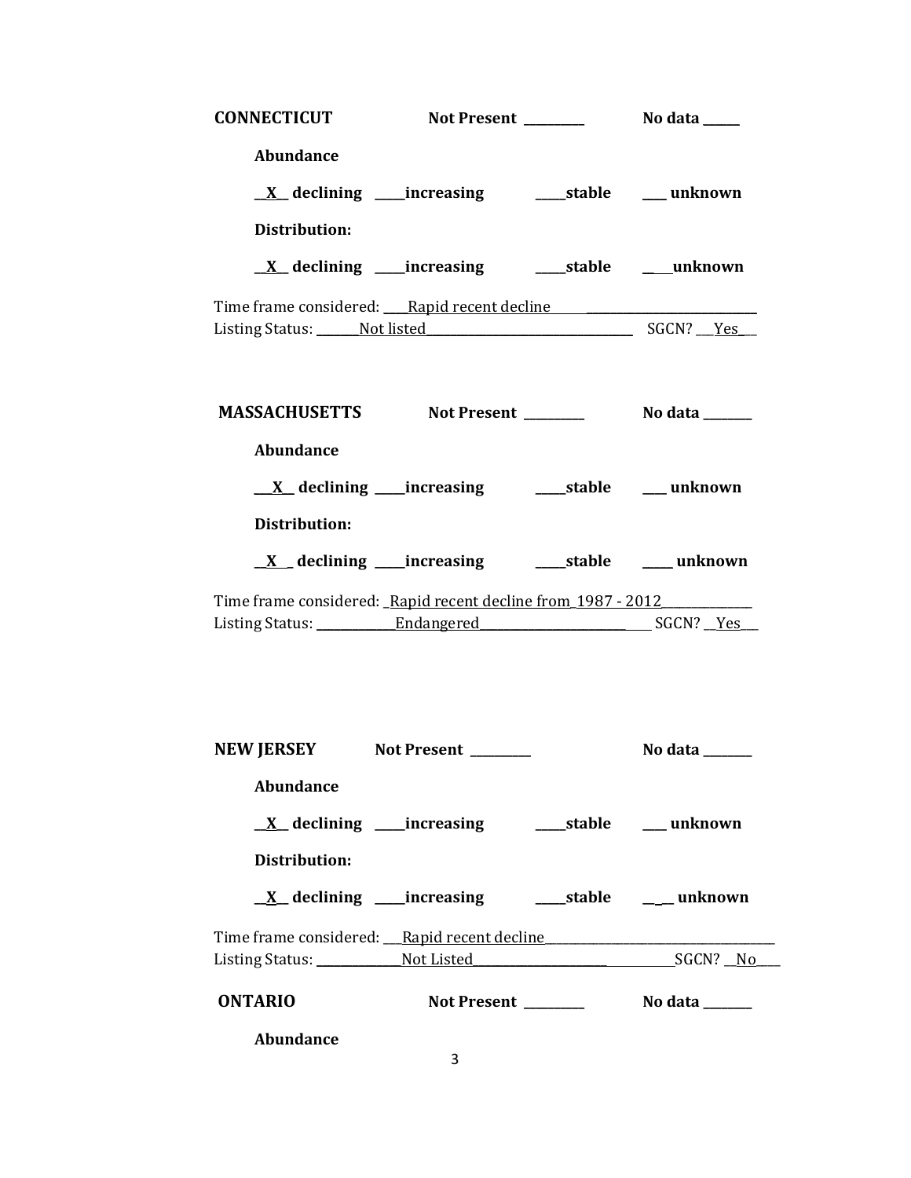**CONNECTICUT** **Not Present** _________ **No data** _____

**Abundance**

__X__ **declining** _____**increasing** _____**stable** ___ **unknown**

**Distribution:**

__X__ **declining** _____**increasing** _____**stable** ____**unknown**

Time frame considered: ____Rapid recent decline________________________________
Listing Status: _______Not listed__________________________________ SGCN? ___Yes__

**MASSACHUSETTS** **Not Present** _________ **No data** _______

**Abundance**

___X__ **declining** _____**increasing** _____**stable** ___ **unknown**

**Distribution:**

__X__ **declining** _____**increasing** _____**stable** ____ **unknown**

Time frame considered: _Rapid recent decline from_1987 - 2012______________
Listing Status: _____________Endangered_____________________________ SGCN? __Yes___

**NEW JERSEY** **Not Present** _________ **No data** _______

**Abundance**

__X__ **declining** _____**increasing** _____**stable** ___ **unknown**

**Distribution:**

__X__ **declining** _____**increasing** _____**stable** ____ **unknown**

Time frame considered: ___Rapid recent decline____________________________________
Listing Status: ______________Not Listed_________________________________SGCN? __No____

**ONTARIO** **Not Present** _________ **No data** _______

**Abundance**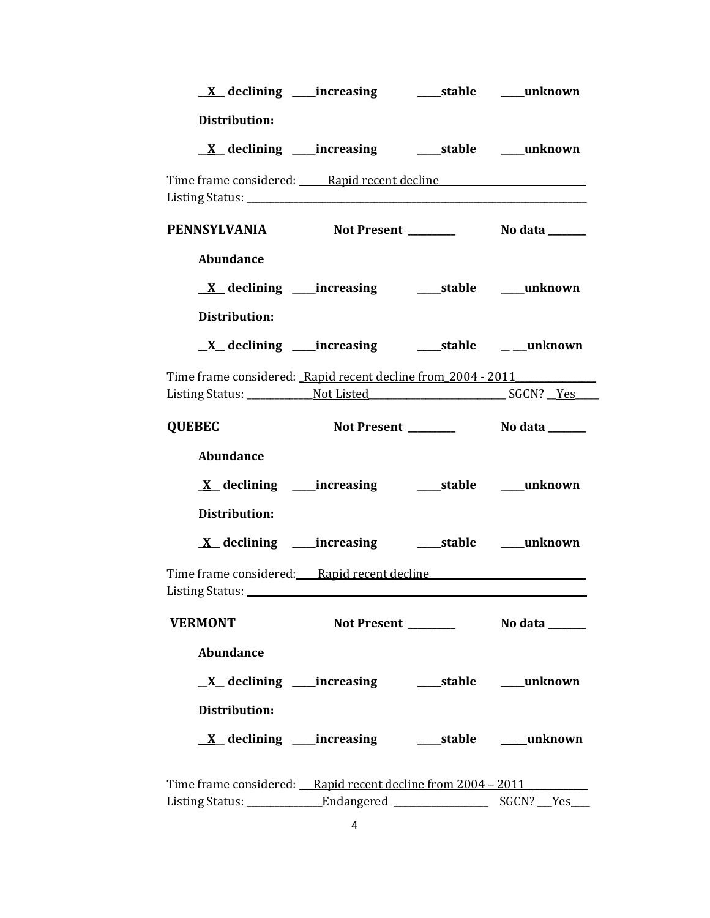**__X__ declining ____increasing ____stable ____unknown**

**Distribution:**

**__X__ declining ____increasing ____stable ____unknown**

Time frame considered: ______Rapid recent decline______________________________
Listing Status: ______________________________________________________________

**PENNSYLVANIA** **Not Present ________** **No data _______**

**Abundance**

**__X__ declining ____increasing ____stable ____unknown**

**Distribution:**

**__X__ declining ____increasing ____stable ____unknown**

Time frame considered: _Rapid recent decline from_2004 - 2011_______________
Listing Status: _____________Not Listed___________________________ SGCN? __Yes____

**QUEBEC** **Not Present ________** **No data _______**

**Abundance**

**_X__ declining ____increasing ____stable ____unknown**

**Distribution:**

**_X__ declining ____increasing ____stable ____unknown**

Time frame considered:____Rapid recent decline______________________________
Listing Status: ______________________________________________________________

**VERMONT** **Not Present ________** **No data _______**

**Abundance**

**__X__ declining ____increasing ____stable ____unknown**

**Distribution:**

**__X__ declining ____increasing ____stable ____unknown**

Time frame considered: ___Rapid recent decline from 2004 – 2011 ___________
Listing Status: _______________Endangered ___________________ SGCN? ___Yes___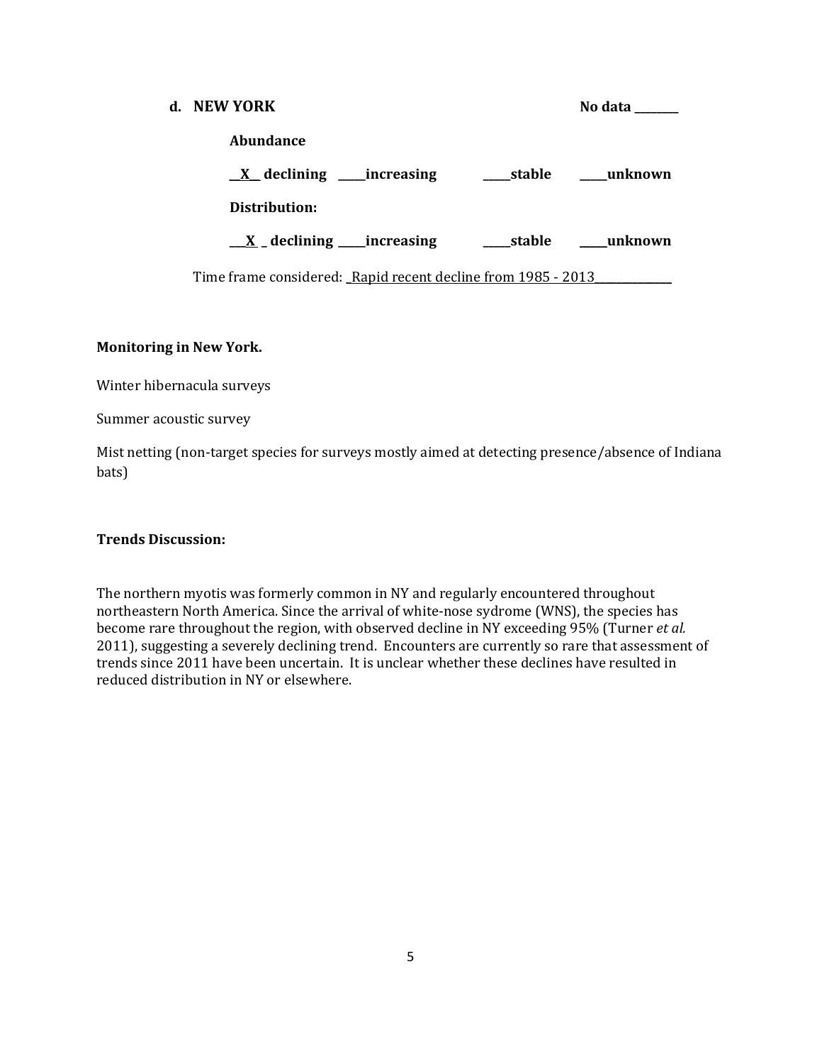**d. NEW YORK** **No data \_\_\_\_\_\_\_\_**

**Abundance**

**\_\_X\_\_ declining \_\_\_\_\_increasing \_\_\_\_\_stable \_\_\_\_\_unknown**

**Distribution:**

**\_\_\_X\_ \_ declining \_\_\_\_\_increasing \_\_\_\_\_stable \_\_\_\_\_unknown**

Time frame considered: \_Rapid recent decline from 1985 - 2013\_\_\_\_\_\_\_\_\_\_\_\_\_\_

**Monitoring in New York.**

Winter hibernacula surveys

Summer acoustic survey

Mist netting (non-target species for surveys mostly aimed at detecting presence/absence of Indiana bats)

**Trends Discussion:**

The northern myotis was formerly common in NY and regularly encountered throughout northeastern North America. Since the arrival of white-nose sydrome (WNS), the species has become rare throughout the region, with observed decline in NY exceeding 95% (Turner *et al.* 2011), suggesting a severely declining trend. Encounters are currently so rare that assessment of trends since 2011 have been uncertain. It is unclear whether these declines have resulted in reduced distribution in NY or elsewhere.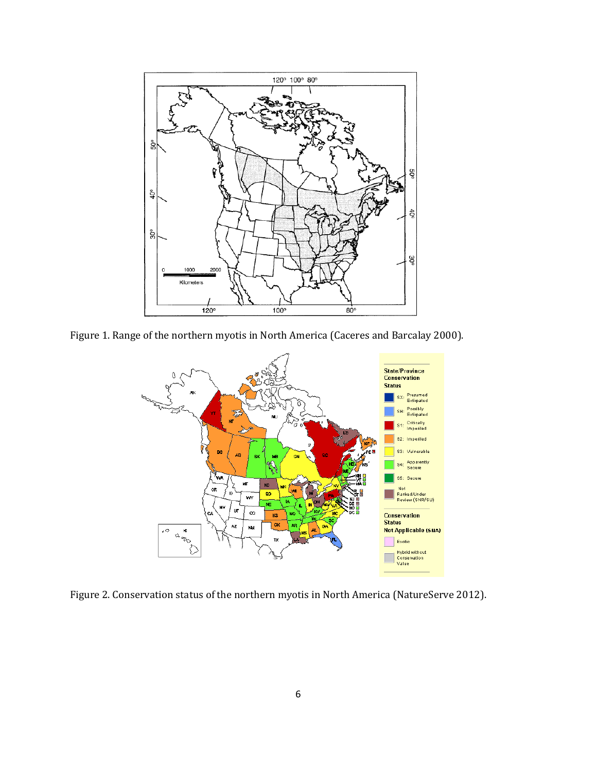Figure 1. Range of the northern myotis in North America (Caceres and Barcalay 2000).

Figure 2. Conservation status of the northern myotis in North America (NatureServe 2012).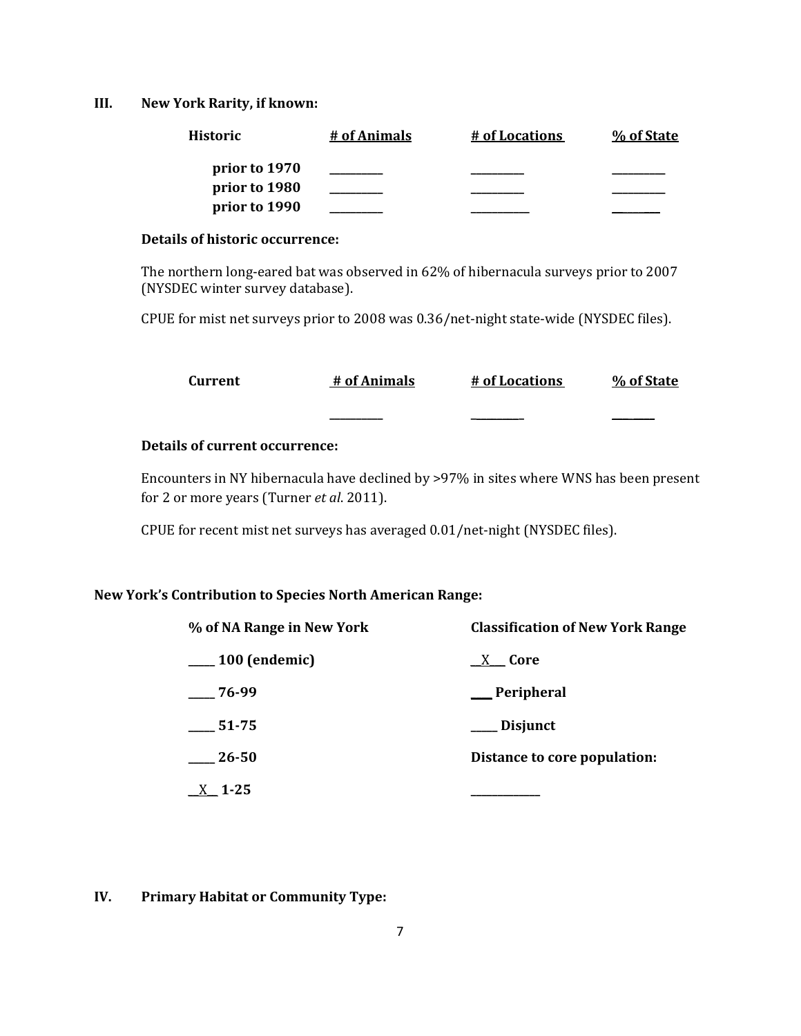## III. New York Rarity, if known:

| Historic | # of Animals | # of Locations | % of State |
|---|---|---|---|
| prior to 1970 | _________ | _________ | _________ |
| prior to 1980 | _________ | _________ | _________ |
| prior to 1990 | _________ | __________ | ________ |

**Details of historic occurrence:**

The northern long-eared bat was observed in 62% of hibernacula surveys prior to 2007 (NYSDEC winter survey database).

CPUE for mist net surveys prior to 2008 was 0.36/net-night state-wide (NYSDEC files).

| Current | # of Animals | # of Locations | % of State |
|---|---|---|---|
| | _________ | _________ | _______ |

**Details of current occurrence:**

Encounters in NY hibernacula have declined by >97% in sites where WNS has been present for 2 or more years (Turner *et al*. 2011).

CPUE for recent mist net surveys has averaged 0.01/net-night (NYSDEC files).

**New York's Contribution to Species North American Range:**

| % of NA Range in New York | Classification of New York Range |
|---|---|
| ____ 100 (endemic) | __X__ Core |
| ____ 76-99 | ___ Peripheral |
| ____ 51-75 | ____ Disjunct |
| ____ 26-50 | Distance to core population: |
| __X__ 1-25 | ___________ |

## IV. Primary Habitat or Community Type: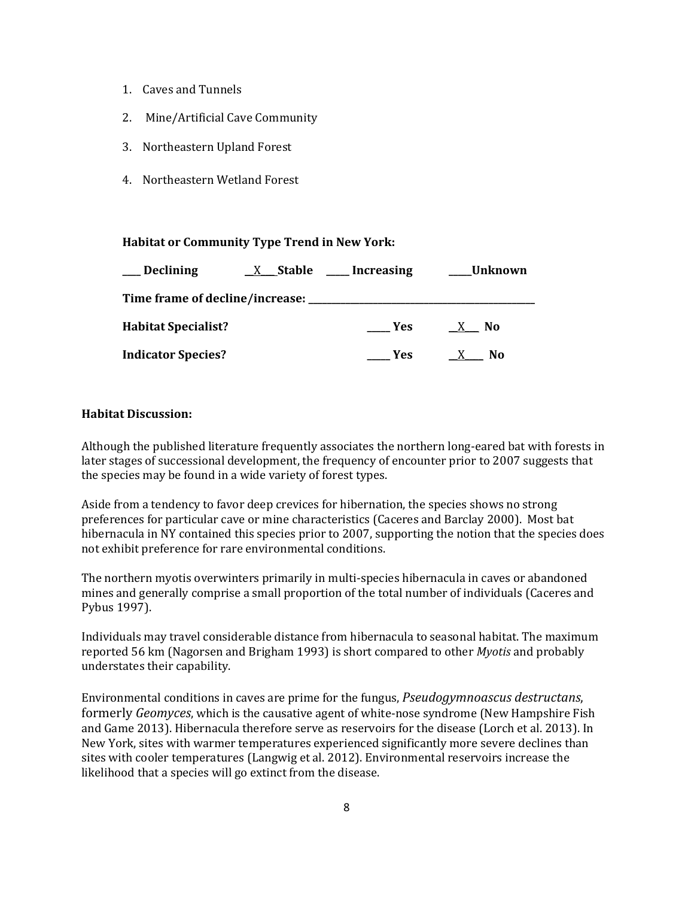1. Caves and Tunnels
2. Mine/Artificial Cave Community
3. Northeastern Upland Forest
4. Northeastern Wetland Forest

**Habitat or Community Type Trend in New York:**

**___ Declining** __X___**Stable** ____ **Increasing** _____**Unknown**

**Time frame of decline/increase:** _______________________________________

**Habitat Specialist?** _____ **Yes** __X___ **No**

**Indicator Species?** _____ **Yes** __X____ **No**

**Habitat Discussion:**

Although the published literature frequently associates the northern long-eared bat with forests in later stages of successional development, the frequency of encounter prior to 2007 suggests that the species may be found in a wide variety of forest types.

Aside from a tendency to favor deep crevices for hibernation, the species shows no strong preferences for particular cave or mine characteristics (Caceres and Barclay 2000). Most bat hibernacula in NY contained this species prior to 2007, supporting the notion that the species does not exhibit preference for rare environmental conditions.

The northern myotis overwinters primarily in multi-species hibernacula in caves or abandoned mines and generally comprise a small proportion of the total number of individuals (Caceres and Pybus 1997).

Individuals may travel considerable distance from hibernacula to seasonal habitat. The maximum reported 56 km (Nagorsen and Brigham 1993) is short compared to other *Myotis* and probably understates their capability.

Environmental conditions in caves are prime for the fungus, *Pseudogymnoascus destructans*, formerly *Geomyces*, which is the causative agent of white-nose syndrome (New Hampshire Fish and Game 2013). Hibernacula therefore serve as reservoirs for the disease (Lorch et al. 2013). In New York, sites with warmer temperatures experienced significantly more severe declines than sites with cooler temperatures (Langwig et al. 2012). Environmental reservoirs increase the likelihood that a species will go extinct from the disease.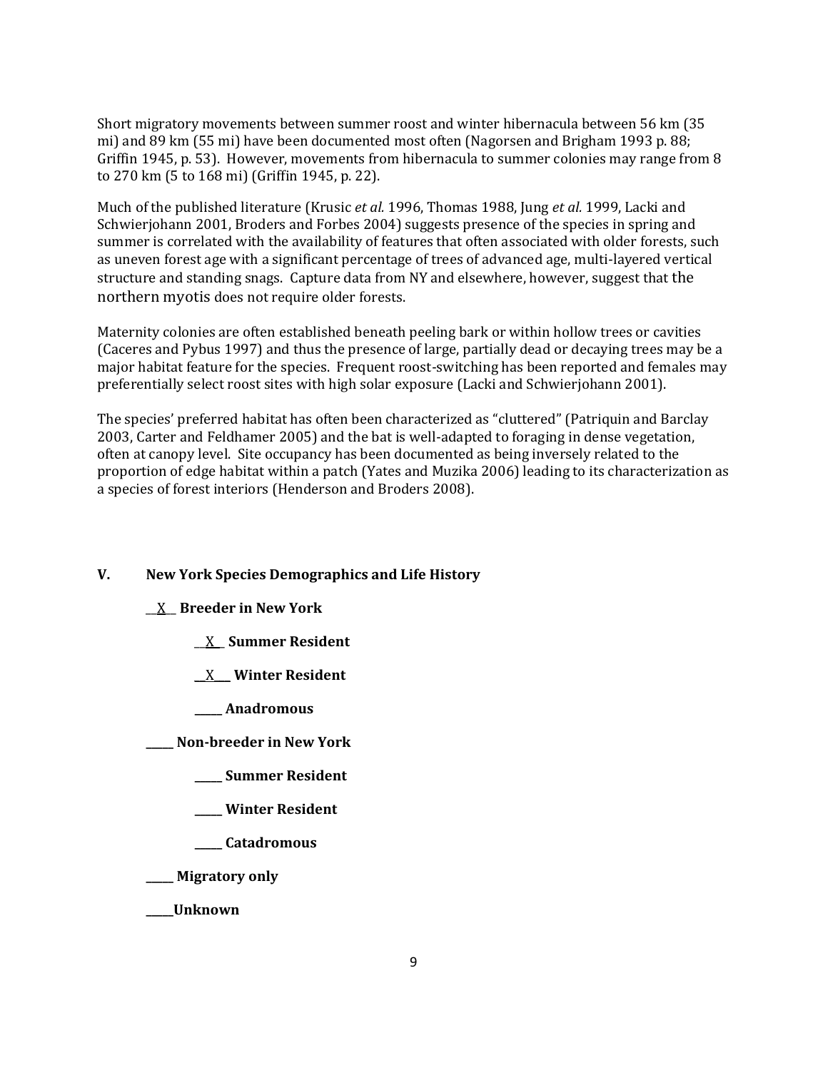Short migratory movements between summer roost and winter hibernacula between 56 km (35 mi) and 89 km (55 mi) have been documented most often (Nagorsen and Brigham 1993 p. 88; Griffin 1945, p. 53). However, movements from hibernacula to summer colonies may range from 8 to 270 km (5 to 168 mi) (Griffin 1945, p. 22).

Much of the published literature (Krusic *et al.* 1996, Thomas 1988, Jung *et al.* 1999, Lacki and Schwierjohann 2001, Broders and Forbes 2004) suggests presence of the species in spring and summer is correlated with the availability of features that often associated with older forests, such as uneven forest age with a significant percentage of trees of advanced age, multi-layered vertical structure and standing snags. Capture data from NY and elsewhere, however, suggest that the northern myotis does not require older forests.

Maternity colonies are often established beneath peeling bark or within hollow trees or cavities (Caceres and Pybus 1997) and thus the presence of large, partially dead or decaying trees may be a major habitat feature for the species. Frequent roost-switching has been reported and females may preferentially select roost sites with high solar exposure (Lacki and Schwierjohann 2001).

The species' preferred habitat has often been characterized as "cluttered" (Patriquin and Barclay 2003, Carter and Feldhamer 2005) and the bat is well-adapted to foraging in dense vegetation, often at canopy level. Site occupancy has been documented as being inversely related to the proportion of edge habitat within a patch (Yates and Muzika 2006) leading to its characterization as a species of forest interiors (Henderson and Broders 2008).

## V. New York Species Demographics and Life History

__X__ **Breeder in New York**

- __X__ **Summer Resident**
- __X__ **Winter Resident**
- _____ **Anadromous**

_____ **Non-breeder in New York**

- _____ **Summer Resident**
- _____ **Winter Resident**
- _____ **Catadromous**

_____ **Migratory only**

_____ **Unknown**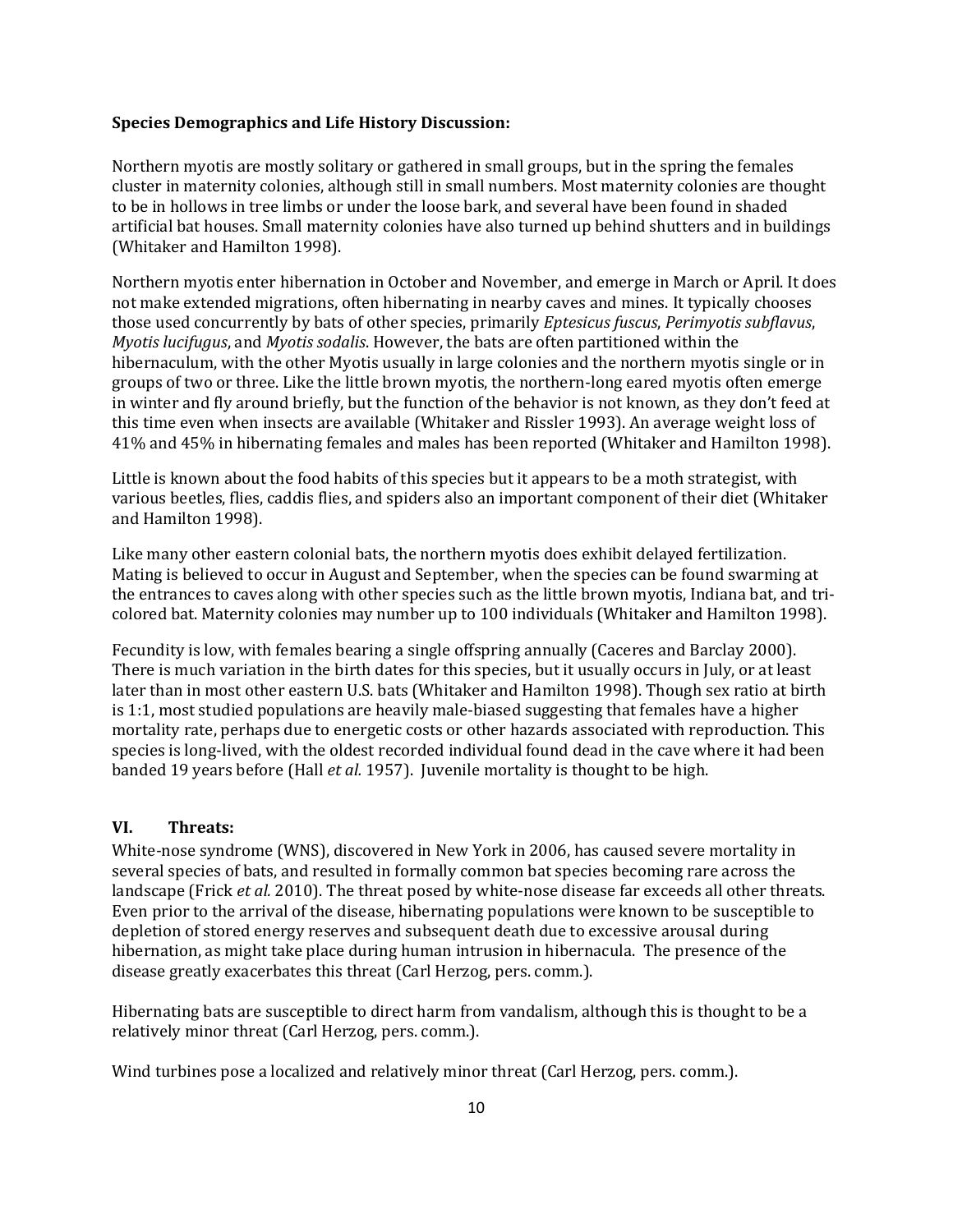**Species Demographics and Life History Discussion:**

Northern myotis are mostly solitary or gathered in small groups, but in the spring the females cluster in maternity colonies, although still in small numbers. Most maternity colonies are thought to be in hollows in tree limbs or under the loose bark, and several have been found in shaded artificial bat houses. Small maternity colonies have also turned up behind shutters and in buildings (Whitaker and Hamilton 1998).

Northern myotis enter hibernation in October and November, and emerge in March or April. It does not make extended migrations, often hibernating in nearby caves and mines. It typically chooses those used concurrently by bats of other species, primarily *Eptesicus fuscus*, *Perimyotis subflavus*, *Myotis lucifugus*, and *Myotis sodalis*. However, the bats are often partitioned within the hibernaculum, with the other Myotis usually in large colonies and the northern myotis single or in groups of two or three. Like the little brown myotis, the northern-long eared myotis often emerge in winter and fly around briefly, but the function of the behavior is not known, as they don't feed at this time even when insects are available (Whitaker and Rissler 1993). An average weight loss of 41% and 45% in hibernating females and males has been reported (Whitaker and Hamilton 1998).

Little is known about the food habits of this species but it appears to be a moth strategist, with various beetles, flies, caddis flies, and spiders also an important component of their diet (Whitaker and Hamilton 1998).

Like many other eastern colonial bats, the northern myotis does exhibit delayed fertilization. Mating is believed to occur in August and September, when the species can be found swarming at the entrances to caves along with other species such as the little brown myotis, Indiana bat, and tri-colored bat. Maternity colonies may number up to 100 individuals (Whitaker and Hamilton 1998).

Fecundity is low, with females bearing a single offspring annually (Caceres and Barclay 2000). There is much variation in the birth dates for this species, but it usually occurs in July, or at least later than in most other eastern U.S. bats (Whitaker and Hamilton 1998). Though sex ratio at birth is 1:1, most studied populations are heavily male-biased suggesting that females have a higher mortality rate, perhaps due to energetic costs or other hazards associated with reproduction. This species is long-lived, with the oldest recorded individual found dead in the cave where it had been banded 19 years before (Hall *et al.* 1957). Juvenile mortality is thought to be high.

## VI. Threats:

White-nose syndrome (WNS), discovered in New York in 2006, has caused severe mortality in several species of bats, and resulted in formally common bat species becoming rare across the landscape (Frick *et al.* 2010). The threat posed by white-nose disease far exceeds all other threats. Even prior to the arrival of the disease, hibernating populations were known to be susceptible to depletion of stored energy reserves and subsequent death due to excessive arousal during hibernation, as might take place during human intrusion in hibernacula. The presence of the disease greatly exacerbates this threat (Carl Herzog, pers. comm.).

Hibernating bats are susceptible to direct harm from vandalism, although this is thought to be a relatively minor threat (Carl Herzog, pers. comm.).

Wind turbines pose a localized and relatively minor threat (Carl Herzog, pers. comm.).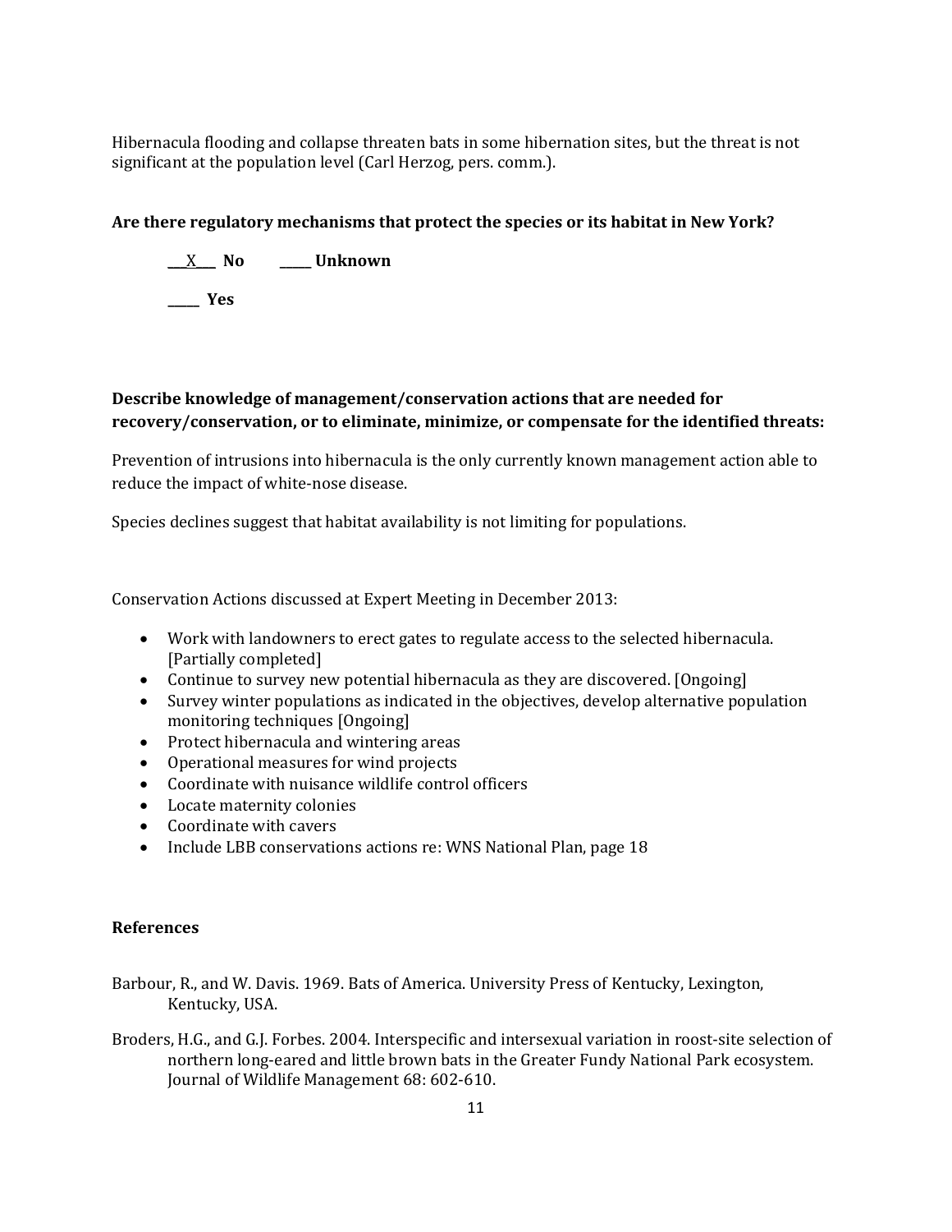Hibernacula flooding and collapse threaten bats in some hibernation sites, but the threat is not significant at the population level (Carl Herzog, pers. comm.).

**Are there regulatory mechanisms that protect the species or its habitat in New York?**

**\_\_\_X\_\_\_ No &nbsp;&nbsp;&nbsp;&nbsp; \_\_\_\_\_ Unknown**

**\_\_\_\_\_ Yes**

**Describe knowledge of management/conservation actions that are needed for recovery/conservation, or to eliminate, minimize, or compensate for the identified threats:**

Prevention of intrusions into hibernacula is the only currently known management action able to reduce the impact of white-nose disease.

Species declines suggest that habitat availability is not limiting for populations.

Conservation Actions discussed at Expert Meeting in December 2013:

- Work with landowners to erect gates to regulate access to the selected hibernacula. [Partially completed]
- Continue to survey new potential hibernacula as they are discovered. [Ongoing]
- Survey winter populations as indicated in the objectives, develop alternative population monitoring techniques [Ongoing]
- Protect hibernacula and wintering areas
- Operational measures for wind projects
- Coordinate with nuisance wildlife control officers
- Locate maternity colonies
- Coordinate with cavers
- Include LBB conservations actions re: WNS National Plan, page 18

**References**

Barbour, R., and W. Davis. 1969. Bats of America. University Press of Kentucky, Lexington, Kentucky, USA.

Broders, H.G., and G.J. Forbes. 2004. Interspecific and intersexual variation in roost-site selection of northern long-eared and little brown bats in the Greater Fundy National Park ecosystem. Journal of Wildlife Management 68: 602-610.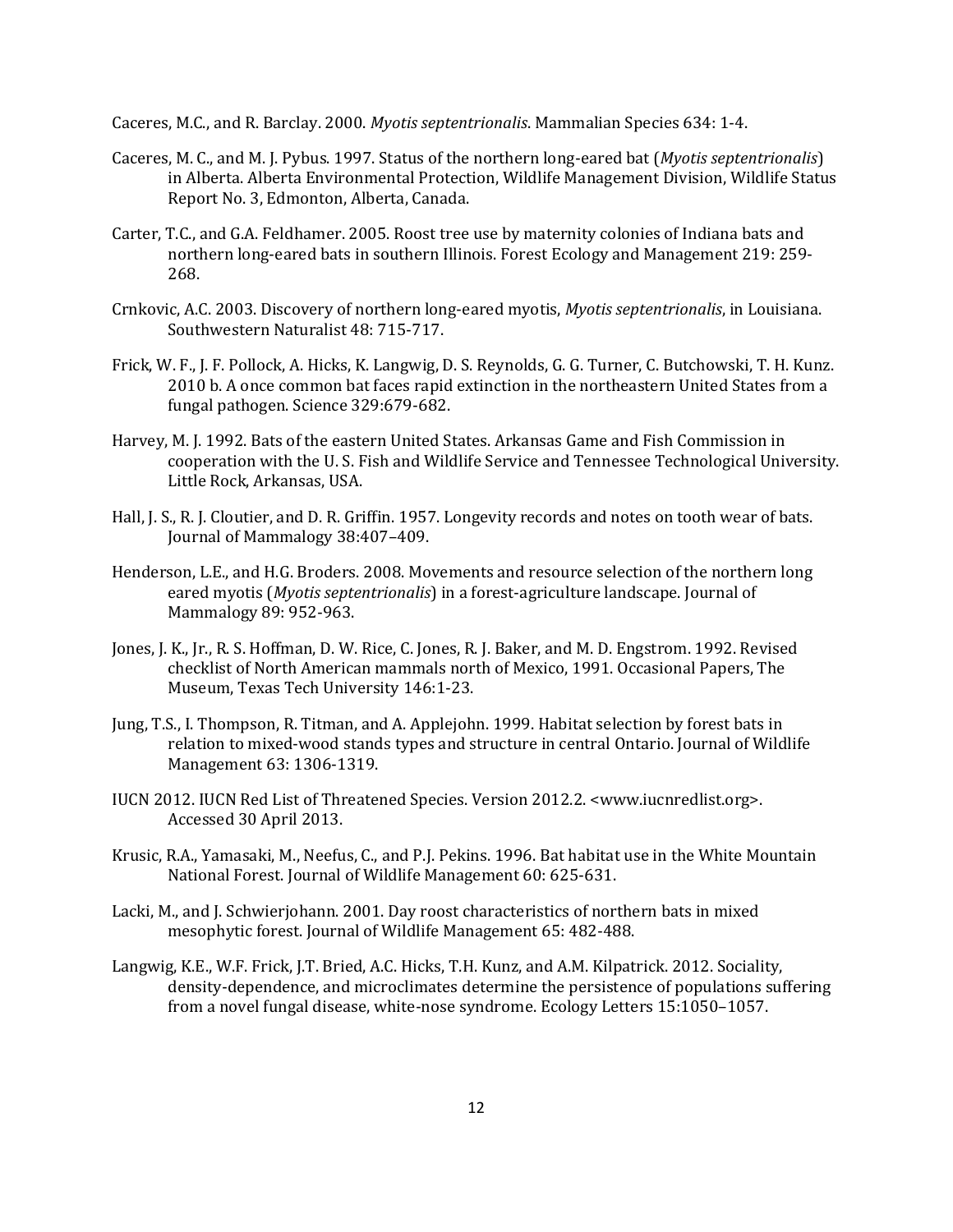Caceres, M.C., and R. Barclay. 2000. *Myotis septentrionalis*. Mammalian Species 634: 1-4.

Caceres, M. C., and M. J. Pybus. 1997. Status of the northern long-eared bat (*Myotis septentrionalis*) in Alberta. Alberta Environmental Protection, Wildlife Management Division, Wildlife Status Report No. 3, Edmonton, Alberta, Canada.

Carter, T.C., and G.A. Feldhamer. 2005. Roost tree use by maternity colonies of Indiana bats and northern long-eared bats in southern Illinois. Forest Ecology and Management 219: 259-268.

Crnkovic, A.C. 2003. Discovery of northern long-eared myotis, *Myotis septentrionalis*, in Louisiana. Southwestern Naturalist 48: 715-717.

Frick, W. F., J. F. Pollock, A. Hicks, K. Langwig, D. S. Reynolds, G. G. Turner, C. Butchowski, T. H. Kunz. 2010 b. A once common bat faces rapid extinction in the northeastern United States from a fungal pathogen. Science 329:679-682.

Harvey, M. J. 1992. Bats of the eastern United States. Arkansas Game and Fish Commission in cooperation with the U. S. Fish and Wildlife Service and Tennessee Technological University. Little Rock, Arkansas, USA.

Hall, J. S., R. J. Cloutier, and D. R. Griffin. 1957. Longevity records and notes on tooth wear of bats. Journal of Mammalogy 38:407–409.

Henderson, L.E., and H.G. Broders. 2008. Movements and resource selection of the northern long eared myotis (*Myotis septentrionalis*) in a forest-agriculture landscape. Journal of Mammalogy 89: 952-963.

Jones, J. K., Jr., R. S. Hoffman, D. W. Rice, C. Jones, R. J. Baker, and M. D. Engstrom. 1992. Revised checklist of North American mammals north of Mexico, 1991. Occasional Papers, The Museum, Texas Tech University 146:1-23.

Jung, T.S., I. Thompson, R. Titman, and A. Applejohn. 1999. Habitat selection by forest bats in relation to mixed-wood stands types and structure in central Ontario. Journal of Wildlife Management 63: 1306-1319.

IUCN 2012. IUCN Red List of Threatened Species. Version 2012.2. <www.iucnredlist.org>. Accessed 30 April 2013.

Krusic, R.A., Yamasaki, M., Neefus, C., and P.J. Pekins. 1996. Bat habitat use in the White Mountain National Forest. Journal of Wildlife Management 60: 625-631.

Lacki, M., and J. Schwierjohann. 2001. Day roost characteristics of northern bats in mixed mesophytic forest. Journal of Wildlife Management 65: 482-488.

Langwig, K.E., W.F. Frick, J.T. Bried, A.C. Hicks, T.H. Kunz, and A.M. Kilpatrick. 2012. Sociality, density-dependence, and microclimates determine the persistence of populations suffering from a novel fungal disease, white-nose syndrome. Ecology Letters 15:1050–1057.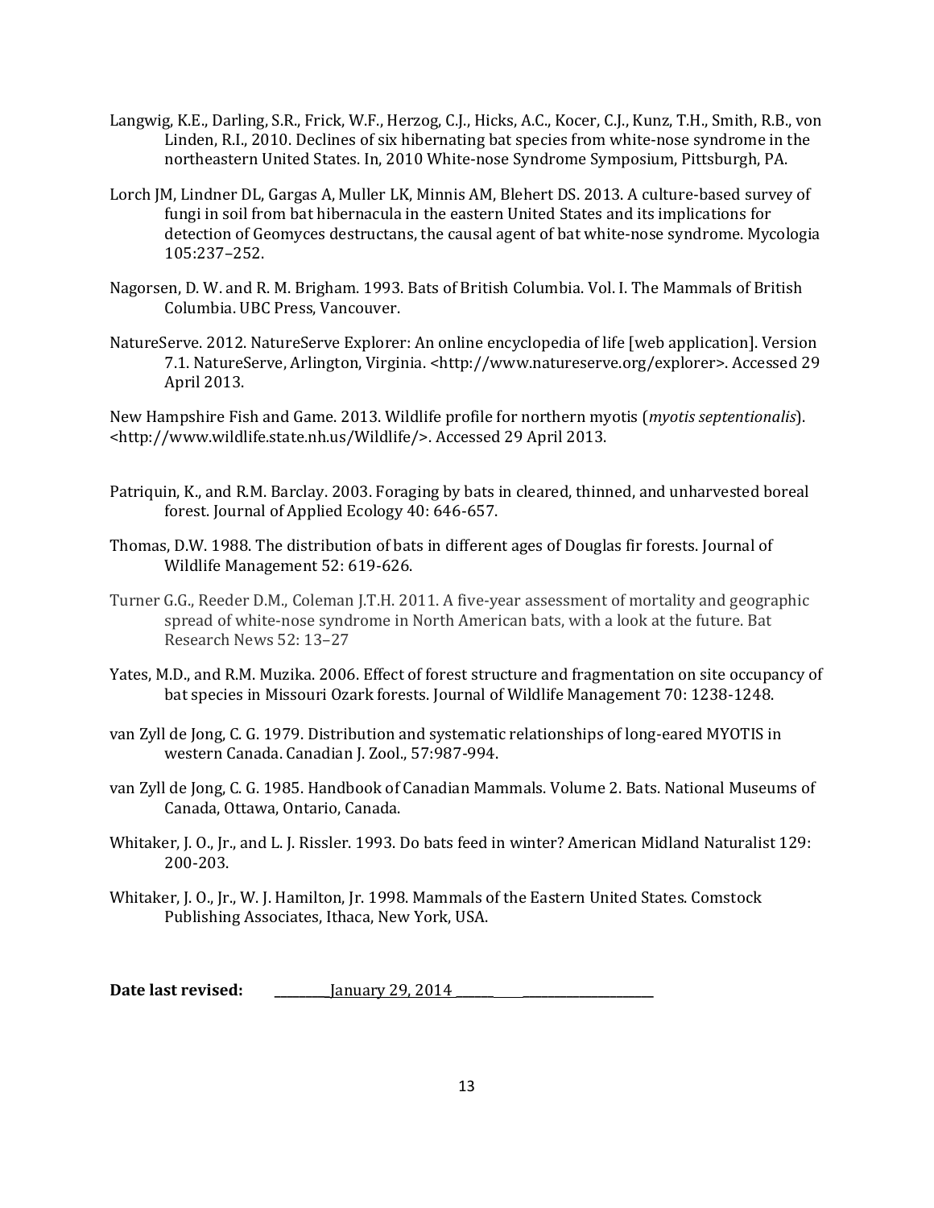Langwig, K.E., Darling, S.R., Frick, W.F., Herzog, C.J., Hicks, A.C., Kocer, C.J., Kunz, T.H., Smith, R.B., von Linden, R.I., 2010. Declines of six hibernating bat species from white-nose syndrome in the northeastern United States. In, 2010 White-nose Syndrome Symposium, Pittsburgh, PA.

Lorch JM, Lindner DL, Gargas A, Muller LK, Minnis AM, Blehert DS. 2013. A culture-based survey of fungi in soil from bat hibernacula in the eastern United States and its implications for detection of Geomyces destructans, the causal agent of bat white-nose syndrome. Mycologia 105:237–252.

Nagorsen, D. W. and R. M. Brigham. 1993. Bats of British Columbia. Vol. I. The Mammals of British Columbia. UBC Press, Vancouver.

NatureServe. 2012. NatureServe Explorer: An online encyclopedia of life [web application]. Version 7.1. NatureServe, Arlington, Virginia. <http://www.natureserve.org/explorer>. Accessed 29 April 2013.

New Hampshire Fish and Game. 2013. Wildlife profile for northern myotis (*myotis septentionalis*). <http://www.wildlife.state.nh.us/Wildlife/>. Accessed 29 April 2013.

Patriquin, K., and R.M. Barclay. 2003. Foraging by bats in cleared, thinned, and unharvested boreal forest. Journal of Applied Ecology 40: 646-657.

Thomas, D.W. 1988. The distribution of bats in different ages of Douglas fir forests. Journal of Wildlife Management 52: 619-626.

Turner G.G., Reeder D.M., Coleman J.T.H. 2011. A five-year assessment of mortality and geographic spread of white-nose syndrome in North American bats, with a look at the future. Bat Research News 52: 13–27

Yates, M.D., and R.M. Muzika. 2006. Effect of forest structure and fragmentation on site occupancy of bat species in Missouri Ozark forests. Journal of Wildlife Management 70: 1238-1248.

van Zyll de Jong, C. G. 1979. Distribution and systematic relationships of long-eared MYOTIS in western Canada. Canadian J. Zool., 57:987-994.

van Zyll de Jong, C. G. 1985. Handbook of Canadian Mammals. Volume 2. Bats. National Museums of Canada, Ottawa, Ontario, Canada.

Whitaker, J. O., Jr., and L. J. Rissler. 1993. Do bats feed in winter? American Midland Naturalist 129: 200-203.

Whitaker, J. O., Jr., W. J. Hamilton, Jr. 1998. Mammals of the Eastern United States. Comstock Publishing Associates, Ithaca, New York, USA.

**Date last revised:** January 29, 2014